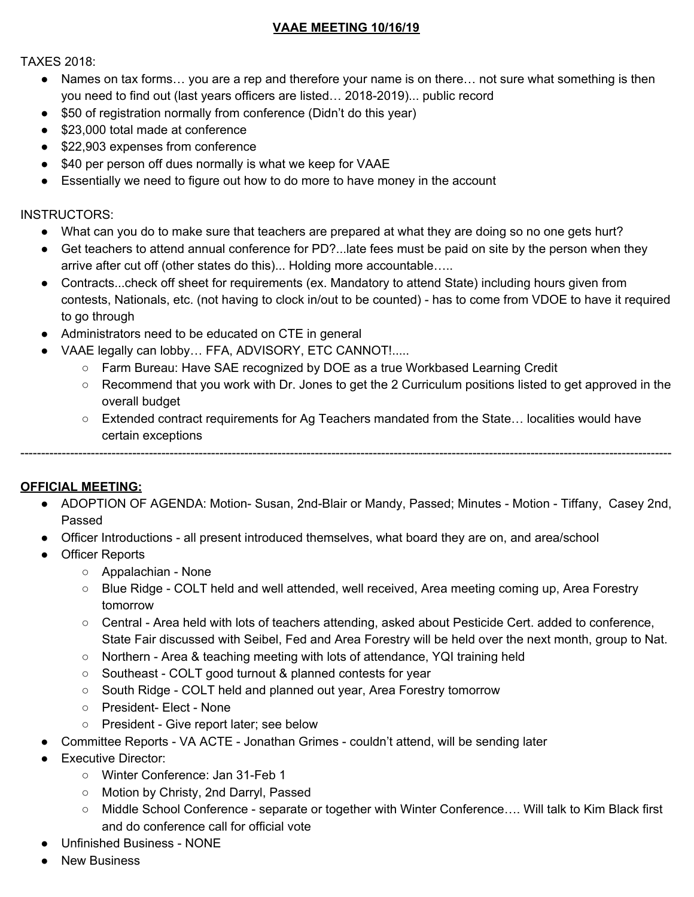# VAAE MEETING 10/16/19

TAXES 2018:

- Names on tax forms… you are a rep and therefore your name is on there… not sure what something is then you need to find out (last years officers are listed… 2018-2019)... public record
- $50 of registration normally from conference (Didn't do this year)
- $23,000 total made at conference
- $22,903 expenses from conference
- $40 per person off dues normally is what we keep for VAAE
- Essentially we need to figure out how to do more to have money in the account

INSTRUCTORS:

- What can you do to make sure that teachers are prepared at what they are doing so no one gets hurt?
- Get teachers to attend annual conference for PD?...late fees must be paid on site by the person when they arrive after cut off (other states do this)... Holding more accountable…..
- Contracts...check off sheet for requirements (ex. Mandatory to attend State) including hours given from contests, Nationals, etc. (not having to clock in/out to be counted) - has to come from VDOE to have it required to go through
- Administrators need to be educated on CTE in general
- VAAE legally can lobby… FFA, ADVISORY, ETC CANNOT!.....
  - Farm Bureau: Have SAE recognized by DOE as a true Workbased Learning Credit
  - Recommend that you work with Dr. Jones to get the 2 Curriculum positions listed to get approved in the overall budget
  - Extended contract requirements for Ag Teachers mandated from the State… localities would have certain exceptions

---

**OFFICIAL MEETING:**

- ADOPTION OF AGENDA: Motion- Susan, 2nd-Blair or Mandy, Passed; Minutes - Motion - Tiffany, Casey 2nd, Passed
- Officer Introductions - all present introduced themselves, what board they are on, and area/school
- Officer Reports
  - Appalachian - None
  - Blue Ridge - COLT held and well attended, well received, Area meeting coming up, Area Forestry tomorrow
  - Central - Area held with lots of teachers attending, asked about Pesticide Cert. added to conference, State Fair discussed with Seibel, Fed and Area Forestry will be held over the next month, group to Nat.
  - Northern - Area & teaching meeting with lots of attendance, YQI training held
  - Southeast - COLT good turnout & planned contests for year
  - South Ridge - COLT held and planned out year, Area Forestry tomorrow
  - President- Elect - None
  - President - Give report later; see below
- Committee Reports - VA ACTE - Jonathan Grimes - couldn't attend, will be sending later
- Executive Director:
  - Winter Conference: Jan 31-Feb 1
  - Motion by Christy, 2nd Darryl, Passed
  - Middle School Conference - separate or together with Winter Conference…. Will talk to Kim Black first and do conference call for official vote
- Unfinished Business - NONE
- New Business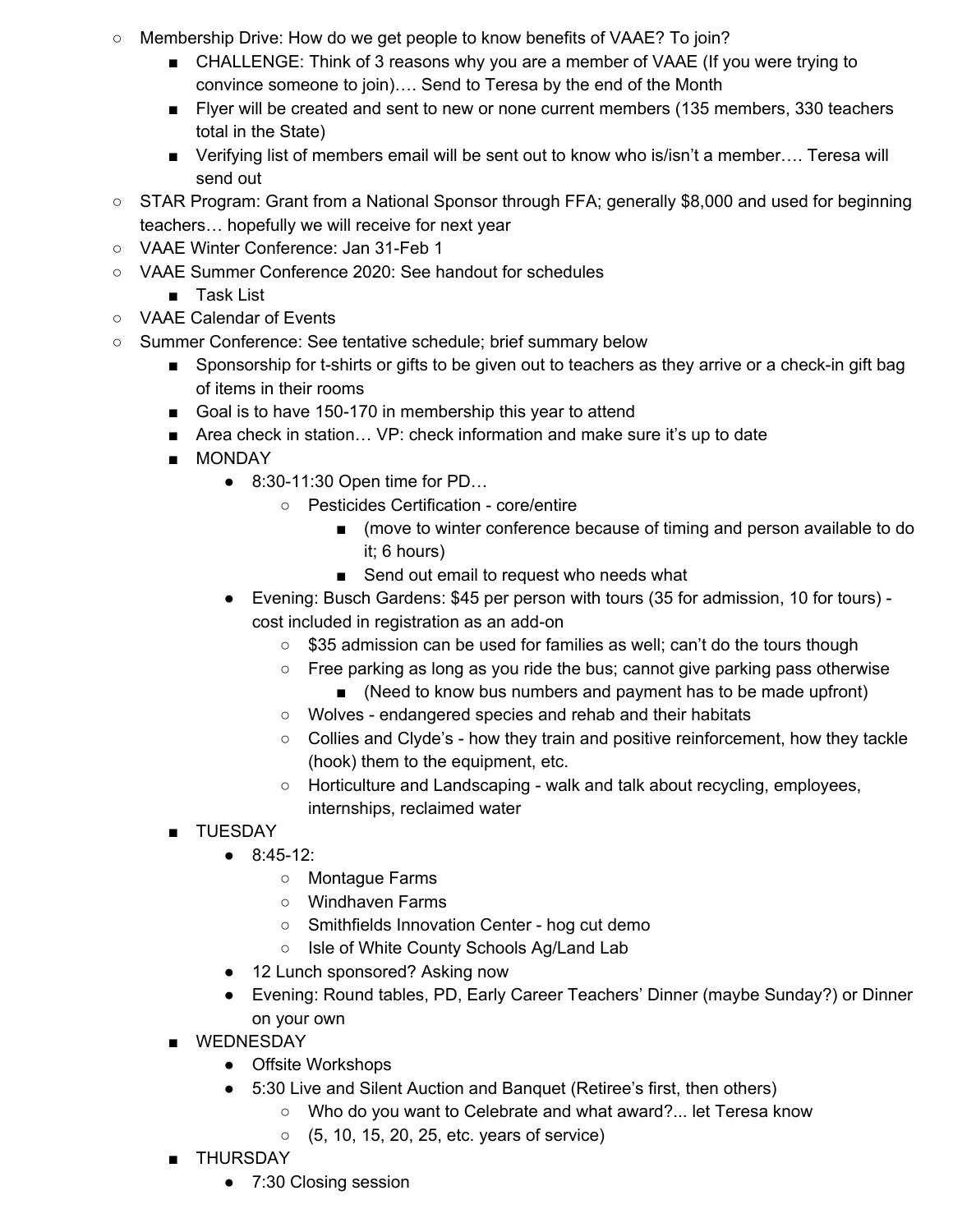- Membership Drive: How do we get people to know benefits of VAAE? To join?
    - CHALLENGE: Think of 3 reasons why you are a member of VAAE (If you were trying to convince someone to join)…. Send to Teresa by the end of the Month
    - Flyer will be created and sent to new or none current members (135 members, 330 teachers total in the State)
    - Verifying list of members email will be sent out to know who is/isn't a member…. Teresa will send out
- STAR Program: Grant from a National Sponsor through FFA; generally $8,000 and used for beginning teachers… hopefully we will receive for next year
- VAAE Winter Conference: Jan 31-Feb 1
- VAAE Summer Conference 2020: See handout for schedules
    - Task List
- VAAE Calendar of Events
- Summer Conference: See tentative schedule; brief summary below
    - Sponsorship for t-shirts or gifts to be given out to teachers as they arrive or a check-in gift bag of items in their rooms
    - Goal is to have 150-170 in membership this year to attend
    - Area check in station… VP: check information and make sure it's up to date
    - MONDAY
        - 8:30-11:30 Open time for PD…
            - Pesticides Certification - core/entire
                - (move to winter conference because of timing and person available to do it; 6 hours)
                - Send out email to request who needs what
        - Evening: Busch Gardens: $45 per person with tours (35 for admission, 10 for tours) - cost included in registration as an add-on
            - $35 admission can be used for families as well; can't do the tours though
            - Free parking as long as you ride the bus; cannot give parking pass otherwise
                - (Need to know bus numbers and payment has to be made upfront)
            - Wolves - endangered species and rehab and their habitats
            - Collies and Clyde's - how they train and positive reinforcement, how they tackle (hook) them to the equipment, etc.
            - Horticulture and Landscaping - walk and talk about recycling, employees, internships, reclaimed water
    - TUESDAY
        - 8:45-12:
            - Montague Farms
            - Windhaven Farms
            - Smithfields Innovation Center - hog cut demo
            - Isle of White County Schools Ag/Land Lab
        - 12 Lunch sponsored? Asking now
        - Evening: Round tables, PD, Early Career Teachers' Dinner (maybe Sunday?) or Dinner on your own
    - WEDNESDAY
        - Offsite Workshops
        - 5:30 Live and Silent Auction and Banquet (Retiree's first, then others)
            - Who do you want to Celebrate and what award?... let Teresa know
            - (5, 10, 15, 20, 25, etc. years of service)
    - THURSDAY
        - 7:30 Closing session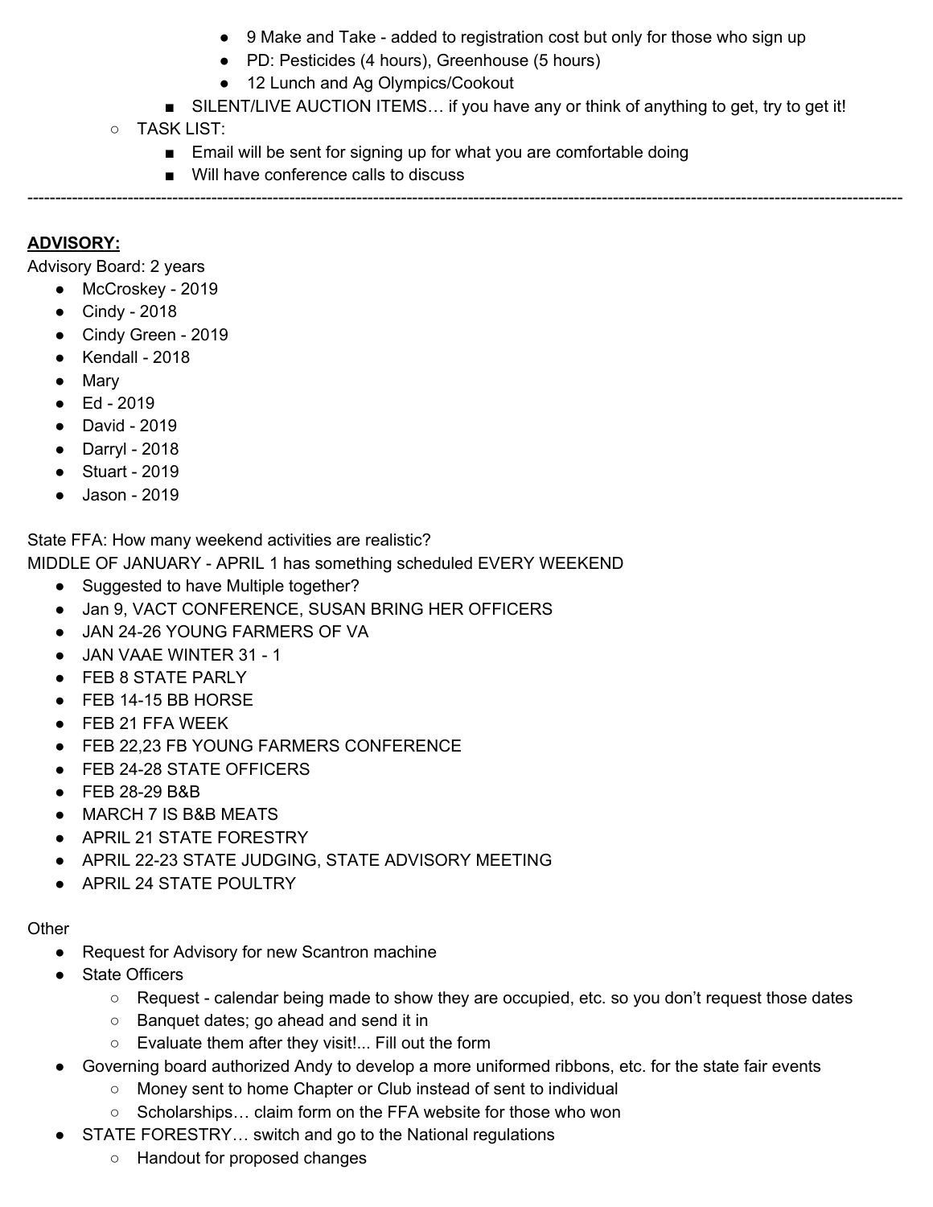- 9 Make and Take - added to registration cost but only for those who sign up
        - PD: Pesticides (4 hours), Greenhouse (5 hours)
        - 12 Lunch and Ag Olympics/Cookout
    - SILENT/LIVE AUCTION ITEMS… if you have any or think of anything to get, try to get it!
- TASK LIST:
    - Email will be sent for signing up for what you are comfortable doing
    - Will have conference calls to discuss

---

**ADVISORY:**

Advisory Board: 2 years

- McCroskey - 2019
- Cindy - 2018
- Cindy Green - 2019
- Kendall - 2018
- Mary
- Ed - 2019
- David - 2019
- Darryl - 2018
- Stuart - 2019
- Jason - 2019

State FFA: How many weekend activities are realistic?

MIDDLE OF JANUARY - APRIL 1 has something scheduled EVERY WEEKEND

- Suggested to have Multiple together?
- Jan 9, VACT CONFERENCE, SUSAN BRING HER OFFICERS
- JAN 24-26 YOUNG FARMERS OF VA
- JAN VAAE WINTER 31 - 1
- FEB 8 STATE PARLY
- FEB 14-15 BB HORSE
- FEB 21 FFA WEEK
- FEB 22,23 FB YOUNG FARMERS CONFERENCE
- FEB 24-28 STATE OFFICERS
- FEB 28-29 B&B
- MARCH 7 IS B&B MEATS
- APRIL 21 STATE FORESTRY
- APRIL 22-23 STATE JUDGING, STATE ADVISORY MEETING
- APRIL 24 STATE POULTRY

Other

- Request for Advisory for new Scantron machine
- State Officers
    - Request - calendar being made to show they are occupied, etc. so you don't request those dates
    - Banquet dates; go ahead and send it in
    - Evaluate them after they visit!... Fill out the form
- Governing board authorized Andy to develop a more uniformed ribbons, etc. for the state fair events
    - Money sent to home Chapter or Club instead of sent to individual
    - Scholarships… claim form on the FFA website for those who won
- STATE FORESTRY… switch and go to the National regulations
    - Handout for proposed changes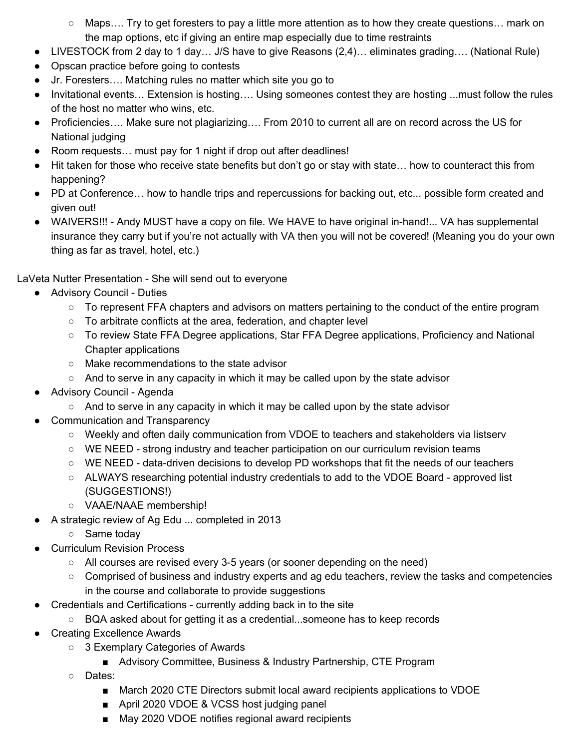- Maps…. Try to get foresters to pay a little more attention as to how they create questions… mark on the map options, etc if giving an entire map especially due to time restraints
- LIVESTOCK from 2 day to 1 day… J/S have to give Reasons (2,4)… eliminates grading…. (National Rule)
- Opscan practice before going to contests
- Jr. Foresters…. Matching rules no matter which site you go to
- Invitational events… Extension is hosting…. Using someones contest they are hosting ...must follow the rules of the host no matter who wins, etc.
- Proficiencies…. Make sure not plagiarizing…. From 2010 to current all are on record across the US for National judging
- Room requests… must pay for 1 night if drop out after deadlines!
- Hit taken for those who receive state benefits but don't go or stay with state… how to counteract this from happening?
- PD at Conference… how to handle trips and repercussions for backing out, etc... possible form created and given out!
- WAIVERS!!! - Andy MUST have a copy on file. We HAVE to have original in-hand!... VA has supplemental insurance they carry but if you're not actually with VA then you will not be covered! (Meaning you do your own thing as far as travel, hotel, etc.)

LaVeta Nutter Presentation - She will send out to everyone

- Advisory Council - Duties
    - To represent FFA chapters and advisors on matters pertaining to the conduct of the entire program
    - To arbitrate conflicts at the area, federation, and chapter level
    - To review State FFA Degree applications, Star FFA Degree applications, Proficiency and National Chapter applications
    - Make recommendations to the state advisor
    - And to serve in any capacity in which it may be called upon by the state advisor
- Advisory Council - Agenda
    - And to serve in any capacity in which it may be called upon by the state advisor
- Communication and Transparency
    - Weekly and often daily communication from VDOE to teachers and stakeholders via listserv
    - WE NEED - strong industry and teacher participation on our curriculum revision teams
    - WE NEED - data-driven decisions to develop PD workshops that fit the needs of our teachers
    - ALWAYS researching potential industry credentials to add to the VDOE Board - approved list (SUGGESTIONS!)
    - VAAE/NAAE membership!
- A strategic review of Ag Edu ... completed in 2013
    - Same today
- Curriculum Revision Process
    - All courses are revised every 3-5 years (or sooner depending on the need)
    - Comprised of business and industry experts and ag edu teachers, review the tasks and competencies in the course and collaborate to provide suggestions
- Credentials and Certifications - currently adding back in to the site
    - BQA asked about for getting it as a credential...someone has to keep records
- Creating Excellence Awards
    - 3 Exemplary Categories of Awards
        - Advisory Committee, Business & Industry Partnership, CTE Program
    - Dates:
        - March 2020 CTE Directors submit local award recipients applications to VDOE
        - April 2020 VDOE & VCSS host judging panel
        - May 2020 VDOE notifies regional award recipients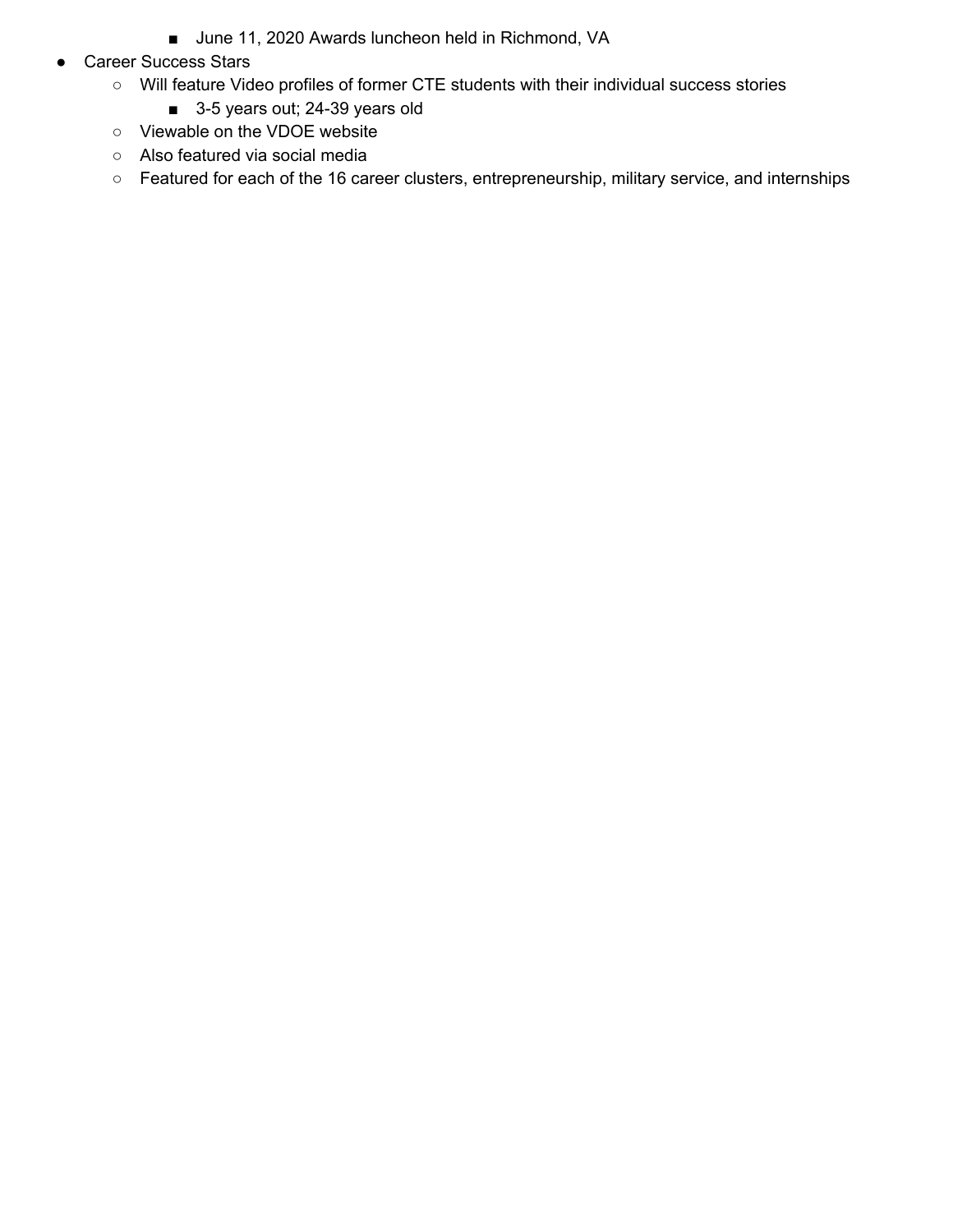- June 11, 2020 Awards luncheon held in Richmond, VA
- Career Success Stars
    - Will feature Video profiles of former CTE students with their individual success stories
        - 3-5 years out; 24-39 years old
    - Viewable on the VDOE website
    - Also featured via social media
    - Featured for each of the 16 career clusters, entrepreneurship, military service, and internships